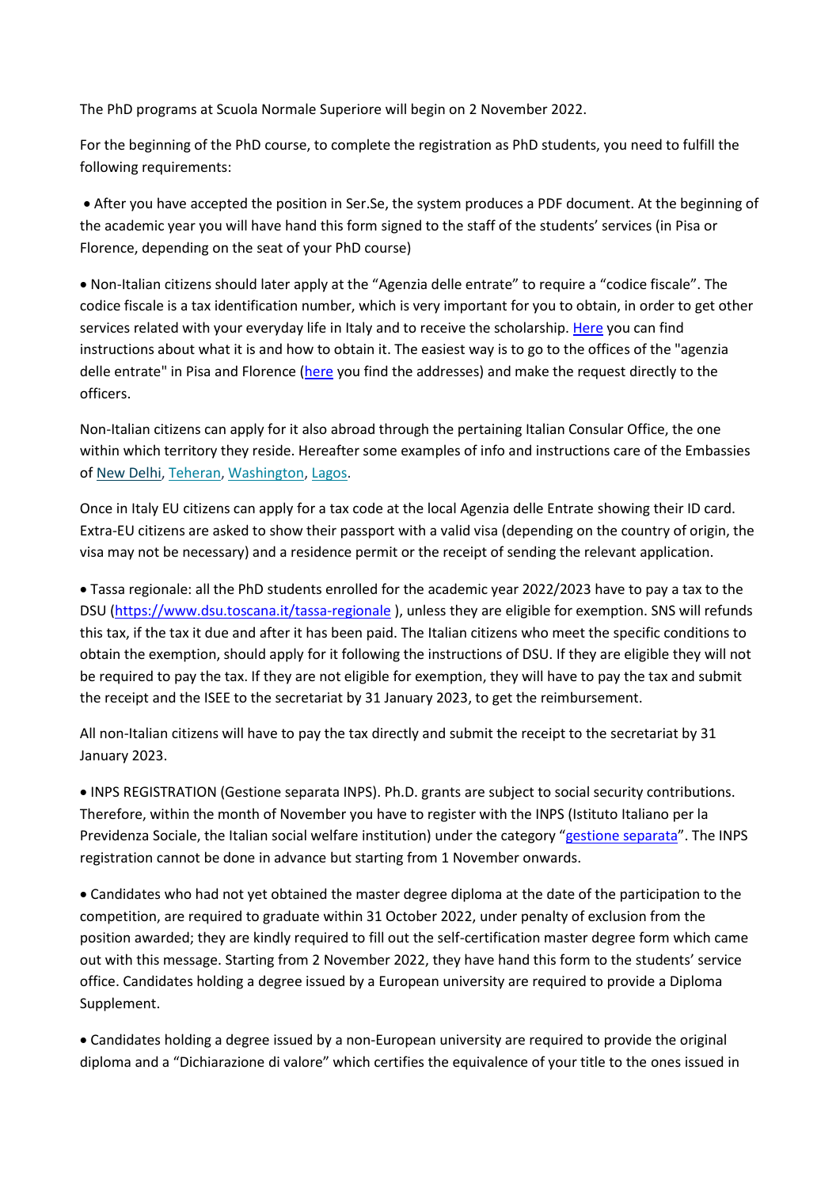The PhD programs at Scuola Normale Superiore will begin on 2 November 2022.

For the beginning of the PhD course, to complete the registration as PhD students, you need to fulfill the following requirements:

- After you have accepted the position in Ser.Se, the system produces a PDF document. At the beginning of the academic year you will have hand this form signed to the staff of the students' services (in Pisa or Florence, depending on the seat of your PhD course)

- Non-Italian citizens should later apply at the "Agenzia delle entrate" to require a "codice fiscale". The codice fiscale is a tax identification number, which is very important for you to obtain, in order to get other services related with your everyday life in Italy and to receive the scholarship. Here you can find instructions about what it is and how to obtain it. The easiest way is to go to the offices of the "agenzia delle entrate" in Pisa and Florence (here you find the addresses) and make the request directly to the officers.

Non-Italian citizens can apply for it also abroad through the pertaining Italian Consular Office, the one within which territory they reside. Hereafter some examples of info and instructions care of the Embassies of New Delhi, Teheran, Washington, Lagos.

Once in Italy EU citizens can apply for a tax code at the local Agenzia delle Entrate showing their ID card. Extra-EU citizens are asked to show their passport with a valid visa (depending on the country of origin, the visa may not be necessary) and a residence permit or the receipt of sending the relevant application.

- Tassa regionale: all the PhD students enrolled for the academic year 2022/2023 have to pay a tax to the DSU (https://www.dsu.toscana.it/tassa-regionale ), unless they are eligible for exemption. SNS will refunds this tax, if the tax it due and after it has been paid. The Italian citizens who meet the specific conditions to obtain the exemption, should apply for it following the instructions of DSU. If they are eligible they will not be required to pay the tax. If they are not eligible for exemption, they will have to pay the tax and submit the receipt and the ISEE to the secretariat by 31 January 2023, to get the reimbursement.

All non-Italian citizens will have to pay the tax directly and submit the receipt to the secretariat by 31 January 2023.

- INPS REGISTRATION (Gestione separata INPS). Ph.D. grants are subject to social security contributions. Therefore, within the month of November you have to register with the INPS (Istituto Italiano per la Previdenza Sociale, the Italian social welfare institution) under the category "gestione separata". The INPS registration cannot be done in advance but starting from 1 November onwards.

- Candidates who had not yet obtained the master degree diploma at the date of the participation to the competition, are required to graduate within 31 October 2022, under penalty of exclusion from the position awarded; they are kindly required to fill out the self-certification master degree form which came out with this message. Starting from 2 November 2022, they have hand this form to the students' service office. Candidates holding a degree issued by a European university are required to provide a Diploma Supplement.

- Candidates holding a degree issued by a non-European university are required to provide the original diploma and a "Dichiarazione di valore" which certifies the equivalence of your title to the ones issued in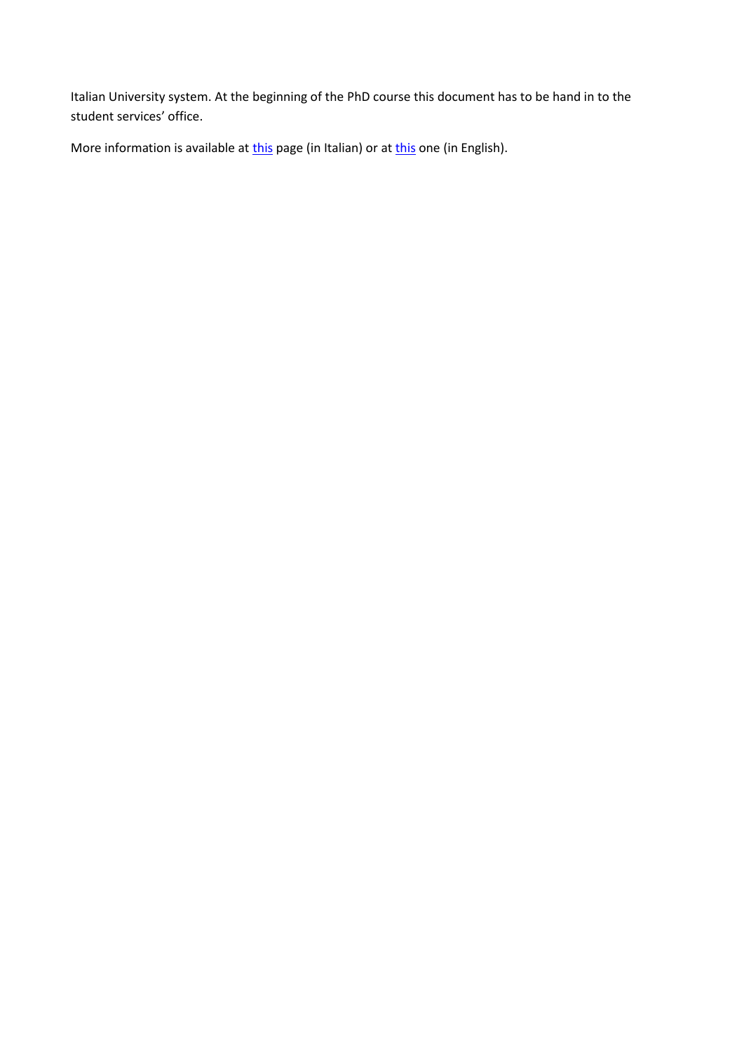Italian University system. At the beginning of the PhD course this document has to be hand in to the student services' office.

More information is available at this page (in Italian) or at this one (in English).